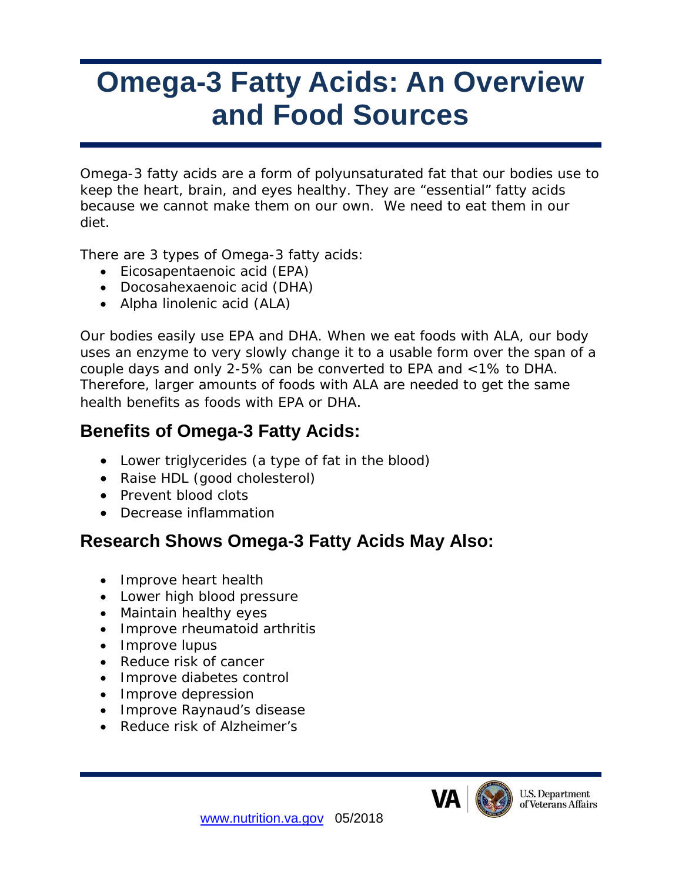# Omega-3 Fatty Acids: An Overview and Food Sources

Omega-3 fatty acids are a form of polyunsaturated fat that our bodies use to keep the heart, brain, and eyes healthy. They are "essential" fatty acids because we cannot make them on our own. We need to eat them in our diet.

There are 3 types of Omega-3 fatty acids:

- Eicosapentaenoic acid (EPA)
- Docosahexaenoic acid (DHA)
- Alpha linolenic acid (ALA)

Our bodies easily use EPA and DHA. When we eat foods with ALA, our body uses an enzyme to very slowly change it to a usable form over the span of a couple days and only 2-5% can be converted to EPA and <1% to DHA. Therefore, larger amounts of foods with ALA are needed to get the same health benefits as foods with EPA or DHA.

## Benefits of Omega-3 Fatty Acids:

- Lower triglycerides (a type of fat in the blood)
- Raise HDL (good cholesterol)
- Prevent blood clots
- Decrease inflammation

## Research Shows Omega-3 Fatty Acids May Also:

- Improve heart health
- Lower high blood pressure
- Maintain healthy eyes
- Improve rheumatoid arthritis
- Improve lupus
- Reduce risk of cancer
- Improve diabetes control
- Improve depression
- Improve Raynaud's disease
- Reduce risk of Alzheimer's

www.nutrition.va.gov 05/2018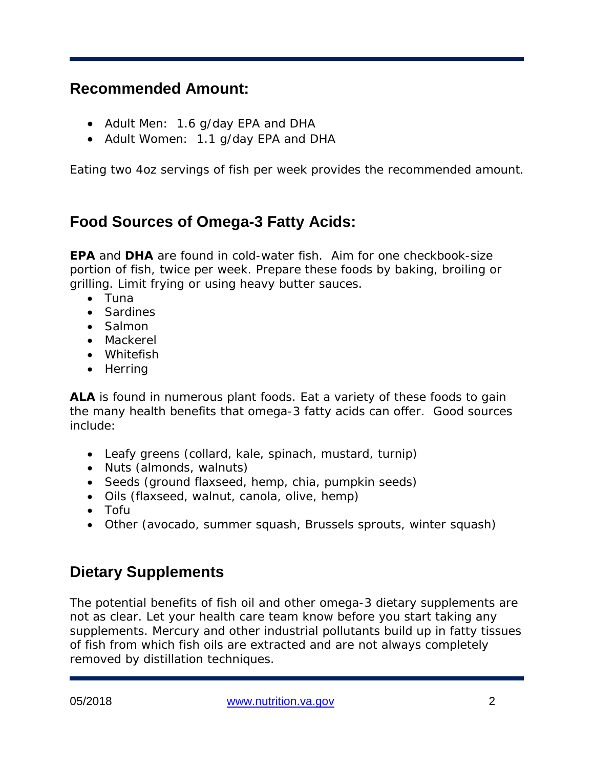## Recommended Amount:

- Adult Men: 1.6 g/day EPA and DHA
- Adult Women: 1.1 g/day EPA and DHA

Eating two 4oz servings of fish per week provides the recommended amount.

## Food Sources of Omega-3 Fatty Acids:

**EPA** and **DHA** are found in cold-water fish. Aim for one checkbook-size portion of fish, twice per week. Prepare these foods by baking, broiling or grilling. Limit frying or using heavy butter sauces.

- Tuna
- Sardines
- Salmon
- Mackerel
- Whitefish
- Herring

**ALA** is found in numerous plant foods. Eat a variety of these foods to gain the many health benefits that omega-3 fatty acids can offer. Good sources include:

- Leafy greens (collard, kale, spinach, mustard, turnip)
- Nuts (almonds, walnuts)
- Seeds (ground flaxseed, hemp, chia, pumpkin seeds)
- Oils (flaxseed, walnut, canola, olive, hemp)
- Tofu
- Other (avocado, summer squash, Brussels sprouts, winter squash)

## Dietary Supplements

The potential benefits of fish oil and other omega-3 dietary supplements are not as clear. Let your health care team know before you start taking any supplements. Mercury and other industrial pollutants build up in fatty tissues of fish from which fish oils are extracted and are not always completely removed by distillation techniques.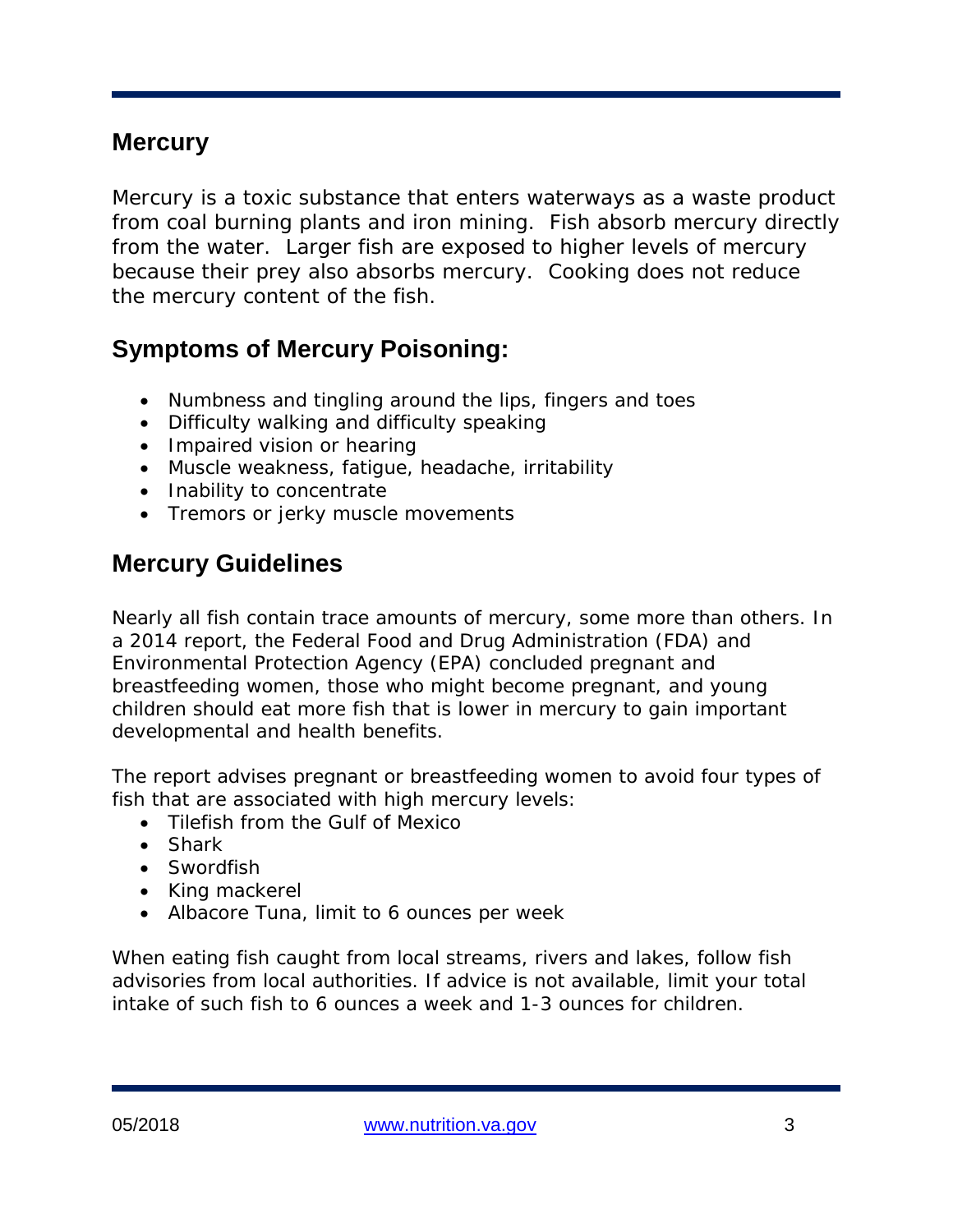## Mercury

Mercury is a toxic substance that enters waterways as a waste product from coal burning plants and iron mining. Fish absorb mercury directly from the water. Larger fish are exposed to higher levels of mercury because their prey also absorbs mercury. Cooking does not reduce the mercury content of the fish.

## Symptoms of Mercury Poisoning:

- Numbness and tingling around the lips, fingers and toes
- Difficulty walking and difficulty speaking
- Impaired vision or hearing
- Muscle weakness, fatigue, headache, irritability
- Inability to concentrate
- Tremors or jerky muscle movements

## Mercury Guidelines

Nearly all fish contain trace amounts of mercury, some more than others. In a 2014 report, the Federal Food and Drug Administration (FDA) and Environmental Protection Agency (EPA) concluded pregnant and breastfeeding women, those who might become pregnant, and young children should eat more fish that is lower in mercury to gain important developmental and health benefits.

The report advises pregnant or breastfeeding women to avoid four types of fish that are associated with high mercury levels:

- Tilefish from the Gulf of Mexico
- Shark
- Swordfish
- King mackerel
- Albacore Tuna, limit to 6 ounces per week

When eating fish caught from local streams, rivers and lakes, follow fish advisories from local authorities. If advice is not available, limit your total intake of such fish to 6 ounces a week and 1-3 ounces for children.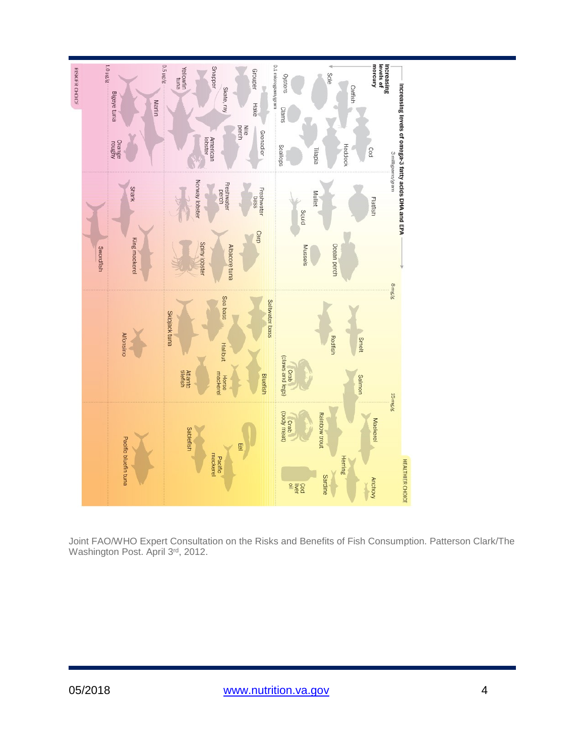Increasing levels of omega-3 fatty acids DHA and EPA

Increasing levels of mercury

3 milligrams/gram

6 mg/g

15 mg/g

0.1 microgram/gram

0.5 µg/g

1.0 µg/g

Sole
Catfish
Cod
Haddock
Tilapia
Oysters
Clams
Scallops

Flatfish
Mullet
Squid
Ocean perch
Mussels

Smelt
Redfish
Salmon
Crab (claws and legs)

Mackerel
Rainbow trout
Herring
Anchovy
Sardine
Crab (body meat)
Cod liver oil

Grouper
Hake
Grenadier
Nile perch
Snapper
Skate, ray
American lobster
Yellowfin tuna

Freshwater bass
Carp
Freshwater perch
Albacore tuna
Norway lobster
Spiny lobster

Saltwater bass
Bluefish
Sea bass
Halibut
Horse mackerel
Skipjack tuna
Atlantic tilefish

Eel
Pacific mackerel
Sablefish

Marlin
Bigeye tuna
Orange roughy

Shark
King mackerel
Swordfish

Alfonsino

Pacific bluefin tuna

HEALTHIER CHOICE

RISKIER CHOICE

Joint FAO/WHO Expert Consultation on the Risks and Benefits of Fish Consumption. Patterson Clark/The Washington Post. April 3rd, 2012.